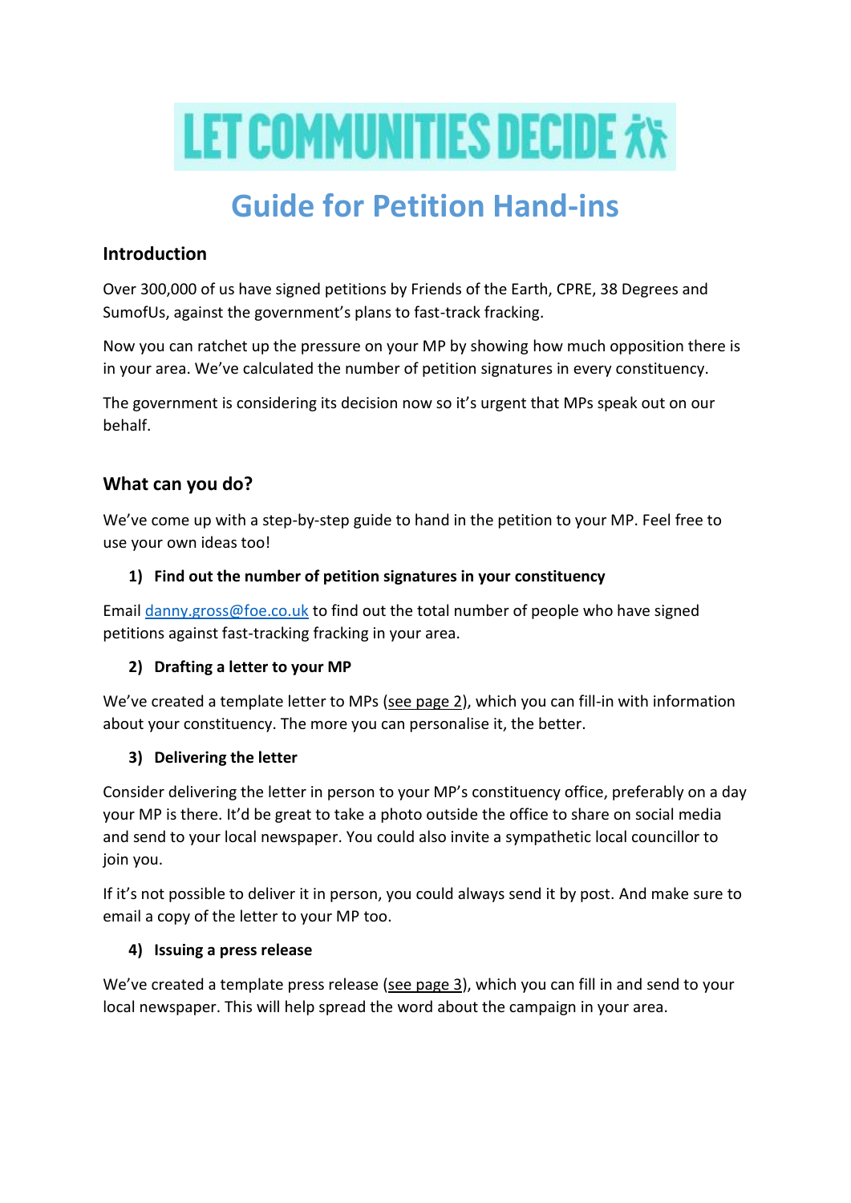# LET COMMUNITIES DECIDE

## Guide for Petition Hand-ins

### Introduction

Over 300,000 of us have signed petitions by Friends of the Earth, CPRE, 38 Degrees and SumofUs, against the government's plans to fast-track fracking.

Now you can ratchet up the pressure on your MP by showing how much opposition there is in your area. We've calculated the number of petition signatures in every constituency.

The government is considering its decision now so it's urgent that MPs speak out on our behalf.

### What can you do?

We've come up with a step-by-step guide to hand in the petition to your MP. Feel free to use your own ideas too!

**1) Find out the number of petition signatures in your constituency**

Email danny.gross@foe.co.uk to find out the total number of people who have signed petitions against fast-tracking fracking in your area.

**2) Drafting a letter to your MP**

We've created a template letter to MPs (see page 2), which you can fill-in with information about your constituency. The more you can personalise it, the better.

**3) Delivering the letter**

Consider delivering the letter in person to your MP's constituency office, preferably on a day your MP is there. It'd be great to take a photo outside the office to share on social media and send to your local newspaper. You could also invite a sympathetic local councillor to join you.

If it's not possible to deliver it in person, you could always send it by post. And make sure to email a copy of the letter to your MP too.

**4) Issuing a press release**

We've created a template press release (see page 3), which you can fill in and send to your local newspaper. This will help spread the word about the campaign in your area.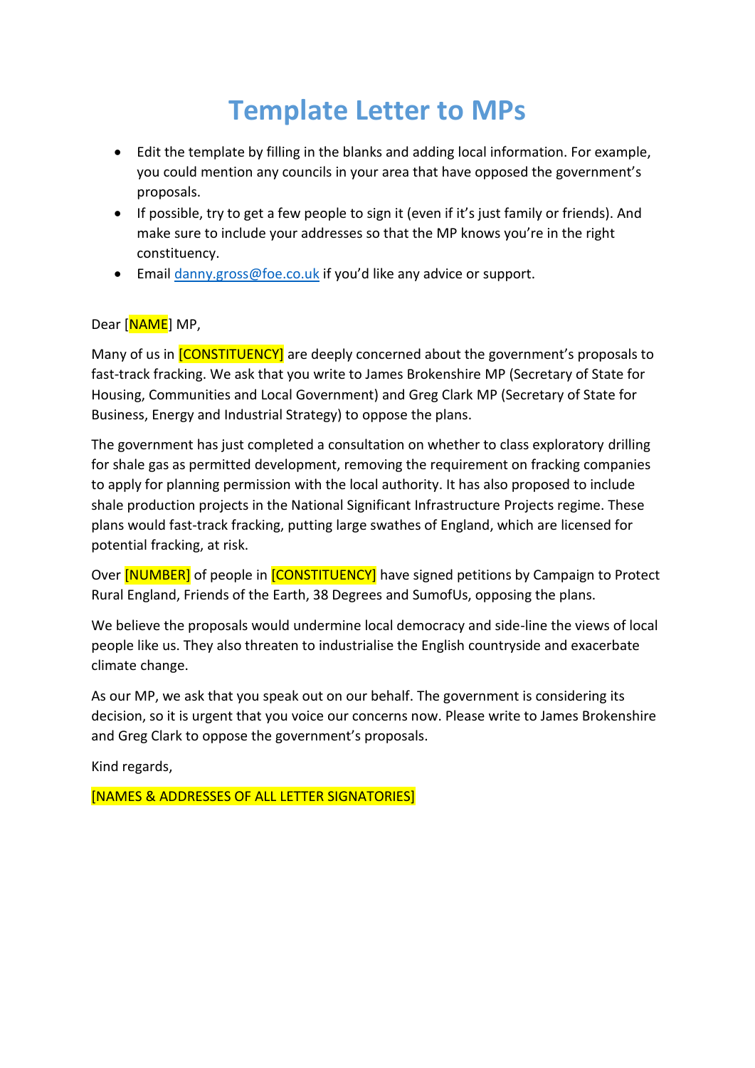# Template Letter to MPs

- Edit the template by filling in the blanks and adding local information. For example, you could mention any councils in your area that have opposed the government's proposals.
- If possible, try to get a few people to sign it (even if it's just family or friends). And make sure to include your addresses so that the MP knows you're in the right constituency.
- Email danny.gross@foe.co.uk if you'd like any advice or support.

Dear [NAME] MP,

Many of us in [CONSTITUENCY] are deeply concerned about the government's proposals to fast-track fracking. We ask that you write to James Brokenshire MP (Secretary of State for Housing, Communities and Local Government) and Greg Clark MP (Secretary of State for Business, Energy and Industrial Strategy) to oppose the plans.

The government has just completed a consultation on whether to class exploratory drilling for shale gas as permitted development, removing the requirement on fracking companies to apply for planning permission with the local authority. It has also proposed to include shale production projects in the National Significant Infrastructure Projects regime. These plans would fast-track fracking, putting large swathes of England, which are licensed for potential fracking, at risk.

Over [NUMBER] of people in [CONSTITUENCY] have signed petitions by Campaign to Protect Rural England, Friends of the Earth, 38 Degrees and SumofUs, opposing the plans.

We believe the proposals would undermine local democracy and side-line the views of local people like us. They also threaten to industrialise the English countryside and exacerbate climate change.

As our MP, we ask that you speak out on our behalf. The government is considering its decision, so it is urgent that you voice our concerns now. Please write to James Brokenshire and Greg Clark to oppose the government's proposals.

Kind regards,

[NAMES & ADDRESSES OF ALL LETTER SIGNATORIES]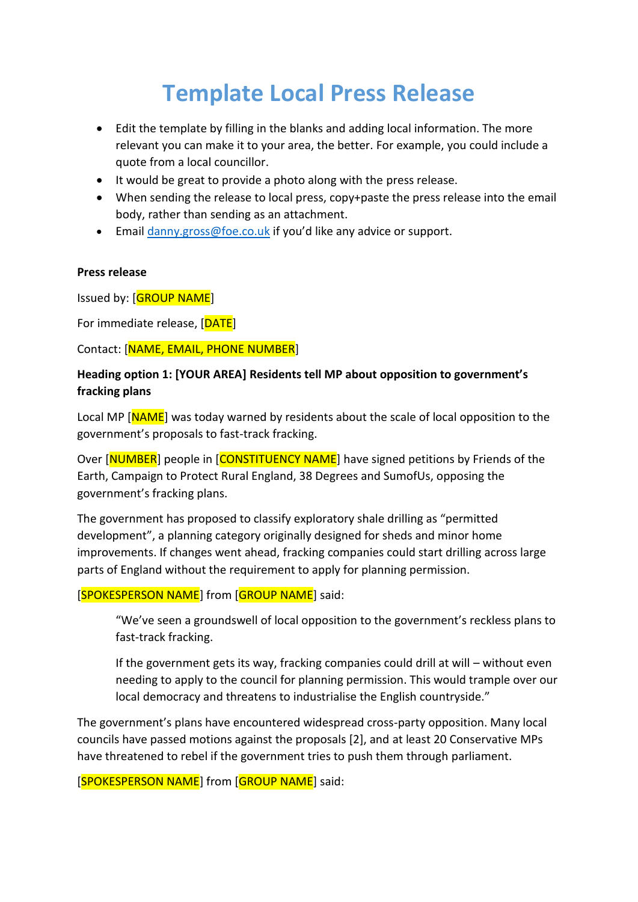# Template Local Press Release

- Edit the template by filling in the blanks and adding local information. The more relevant you can make it to your area, the better. For example, you could include a quote from a local councillor.
- It would be great to provide a photo along with the press release.
- When sending the release to local press, copy+paste the press release into the email body, rather than sending as an attachment.
- Email danny.gross@foe.co.uk if you'd like any advice or support.

**Press release**

Issued by: [GROUP NAME]

For immediate release, [DATE]

Contact: [NAME, EMAIL, PHONE NUMBER]

**Heading option 1: [YOUR AREA] Residents tell MP about opposition to government's fracking plans**

Local MP [NAME] was today warned by residents about the scale of local opposition to the government's proposals to fast-track fracking.

Over [NUMBER] people in [CONSTITUENCY NAME] have signed petitions by Friends of the Earth, Campaign to Protect Rural England, 38 Degrees and SumofUs, opposing the government's fracking plans.

The government has proposed to classify exploratory shale drilling as "permitted development", a planning category originally designed for sheds and minor home improvements. If changes went ahead, fracking companies could start drilling across large parts of England without the requirement to apply for planning permission.

[SPOKESPERSON NAME] from [GROUP NAME] said:

> "We've seen a groundswell of local opposition to the government's reckless plans to fast-track fracking.
>
> If the government gets its way, fracking companies could drill at will – without even needing to apply to the council for planning permission. This would trample over our local democracy and threatens to industrialise the English countryside."

The government's plans have encountered widespread cross-party opposition. Many local councils have passed motions against the proposals [2], and at least 20 Conservative MPs have threatened to rebel if the government tries to push them through parliament.

[SPOKESPERSON NAME] from [GROUP NAME] said: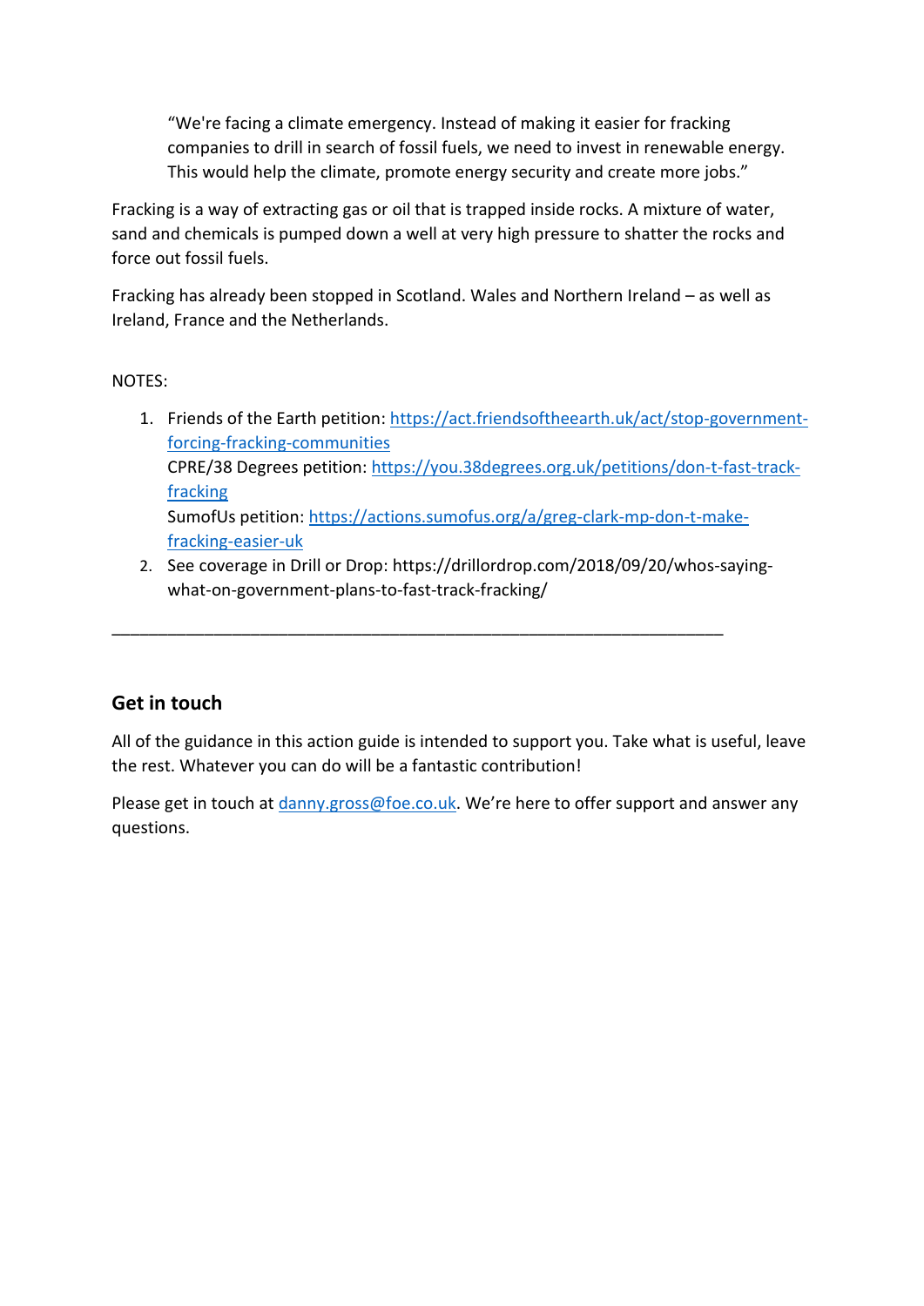> "We're facing a climate emergency. Instead of making it easier for fracking companies to drill in search of fossil fuels, we need to invest in renewable energy. This would help the climate, promote energy security and create more jobs."

Fracking is a way of extracting gas or oil that is trapped inside rocks. A mixture of water, sand and chemicals is pumped down a well at very high pressure to shatter the rocks and force out fossil fuels.

Fracking has already been stopped in Scotland. Wales and Northern Ireland – as well as Ireland, France and the Netherlands.

NOTES:

1. Friends of the Earth petition: [https://act.friendsoftheearth.uk/act/stop-government-forcing-fracking-communities](https://act.friendsoftheearth.uk/act/stop-government-forcing-fracking-communities)
   CPRE/38 Degrees petition: [https://you.38degrees.org.uk/petitions/don-t-fast-track-fracking](https://you.38degrees.org.uk/petitions/don-t-fast-track-fracking)
   SumofUs petition: [https://actions.sumofus.org/a/greg-clark-mp-don-t-make-fracking-easier-uk](https://actions.sumofus.org/a/greg-clark-mp-don-t-make-fracking-easier-uk)
2. See coverage in Drill or Drop: https://drillordrop.com/2018/09/20/whos-saying-what-on-government-plans-to-fast-track-fracking/

---

## Get in touch

All of the guidance in this action guide is intended to support you. Take what is useful, leave the rest. Whatever you can do will be a fantastic contribution!

Please get in touch at [danny.gross@foe.co.uk](mailto:danny.gross@foe.co.uk). We're here to offer support and answer any questions.